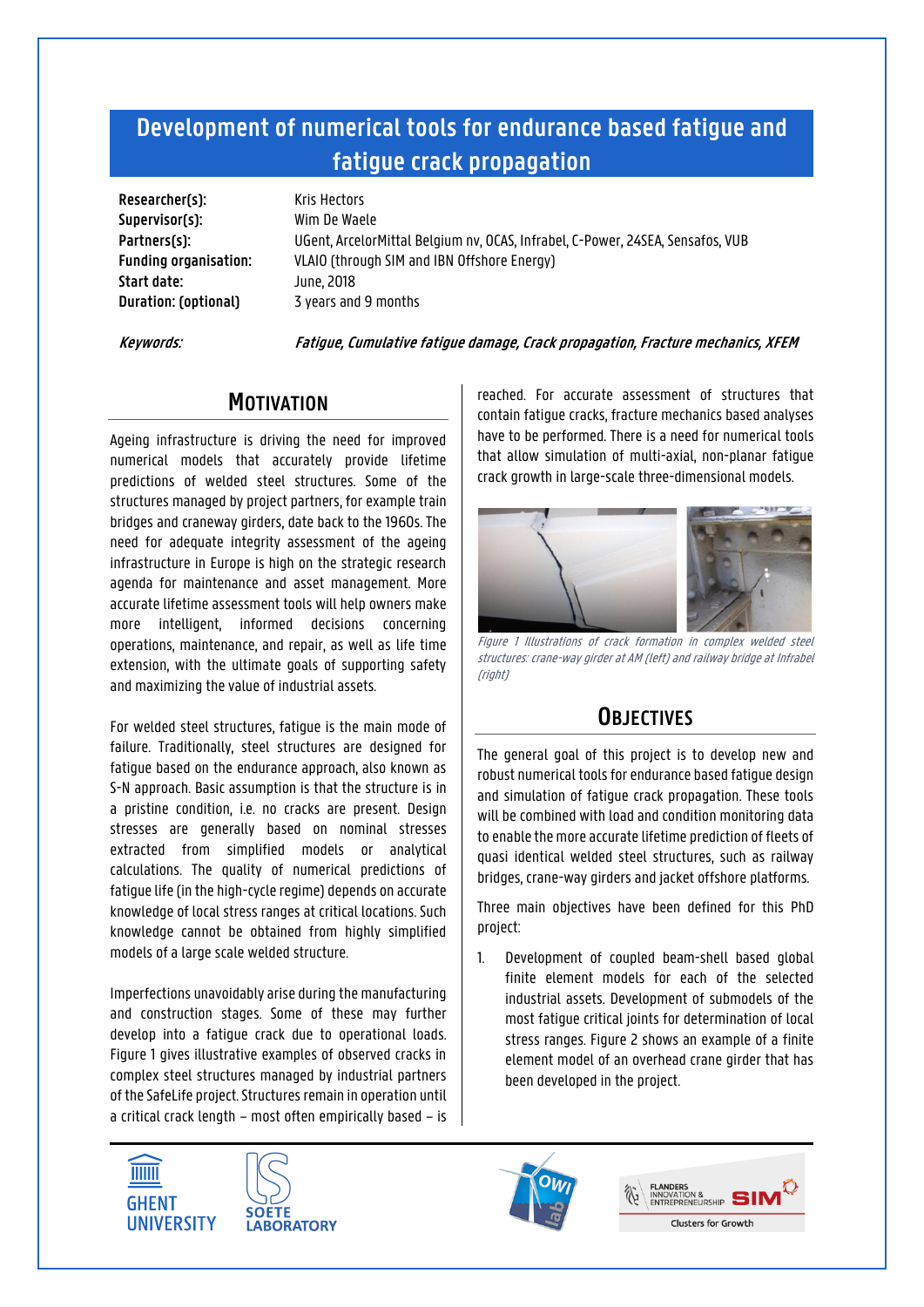# Development of numerical tools for endurance based fatigue and fatigue crack propagation

**Researcher(s):** Kris Hectors
**Supervisor(s):** Wim De Waele
**Partners(s):** UGent, ArcelorMittal Belgium nv, OCAS, Infrabel, C-Power, 24SEA, Sensafos, VUB
**Funding organisation:** VLAIO (through SIM and IBN Offshore Energy)
**Start date:** June, 2018
**Duration: (optional)** 3 years and 9 months

***Keywords:*** ***Fatigue, Cumulative fatigue damage, Crack propagation, Fracture mechanics, XFEM***

## Motivation

Ageing infrastructure is driving the need for improved numerical models that accurately provide lifetime predictions of welded steel structures. Some of the structures managed by project partners, for example train bridges and craneway girders, date back to the 1960s. The need for adequate integrity assessment of the ageing infrastructure in Europe is high on the strategic research agenda for maintenance and asset management. More accurate lifetime assessment tools will help owners make more intelligent, informed decisions concerning operations, maintenance, and repair, as well as life time extension, with the ultimate goals of supporting safety and maximizing the value of industrial assets.

For welded steel structures, fatigue is the main mode of failure. Traditionally, steel structures are designed for fatigue based on the endurance approach, also known as S-N approach. Basic assumption is that the structure is in a pristine condition, i.e. no cracks are present. Design stresses are generally based on nominal stresses extracted from simplified models or analytical calculations. The quality of numerical predictions of fatigue life (in the high-cycle regime) depends on accurate knowledge of local stress ranges at critical locations. Such knowledge cannot be obtained from highly simplified models of a large scale welded structure.

Imperfections unavoidably arise during the manufacturing and construction stages. Some of these may further develop into a fatigue crack due to operational loads. Figure 1 gives illustrative examples of observed cracks in complex steel structures managed by industrial partners of the SafeLife project. Structures remain in operation until a critical crack length – most often empirically based – is reached. For accurate assessment of structures that contain fatigue cracks, fracture mechanics based analyses have to be performed. There is a need for numerical tools that allow simulation of multi-axial, non-planar fatigue crack growth in large-scale three-dimensional models.

*Figure 1 Illustrations of crack formation in complex welded steel structures: crane-way girder at AM (left) and railway bridge at Infrabel (right)*

## Objectives

The general goal of this project is to develop new and robust numerical tools for endurance based fatigue design and simulation of fatigue crack propagation. These tools will be combined with load and condition monitoring data to enable the more accurate lifetime prediction of fleets of quasi identical welded steel structures, such as railway bridges, crane-way girders and jacket offshore platforms.

Three main objectives have been defined for this PhD project:

1. Development of coupled beam-shell based global finite element models for each of the selected industrial assets. Development of submodels of the most fatigue critical joints for determination of local stress ranges. Figure 2 shows an example of a finite element model of an overhead crane girder that has been developed in the project.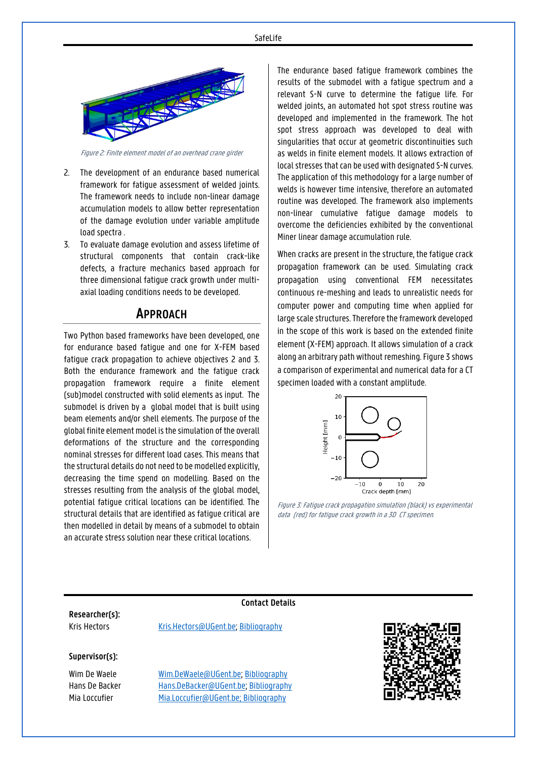Figure 2: Finite element model of an overhead crane girder

2. The development of an endurance based numerical framework for fatigue assessment of welded joints. The framework needs to include non-linear damage accumulation models to allow better representation of the damage evolution under variable amplitude load spectra .
3. To evaluate damage evolution and assess lifetime of structural components that contain crack-like defects, a fracture mechanics based approach for three dimensional fatigue crack growth under multi-axial loading conditions needs to be developed.

## Approach

Two Python based frameworks have been developed, one for endurance based fatigue and one for X-FEM based fatigue crack propagation to achieve objectives 2 and 3. Both the endurance framework and the fatigue crack propagation framework require a finite element (sub)model constructed with solid elements as input. The submodel is driven by a global model that is built using beam elements and/or shell elements. The purpose of the global finite element model is the simulation of the overall deformations of the structure and the corresponding nominal stresses for different load cases. This means that the structural details do not need to be modelled explicitly, decreasing the time spend on modelling. Based on the stresses resulting from the analysis of the global model, potential fatigue critical locations can be identified. The structural details that are identified as fatigue critical are then modelled in detail by means of a submodel to obtain an accurate stress solution near these critical locations.

The endurance based fatigue framework combines the results of the submodel with a fatigue spectrum and a relevant S-N curve to determine the fatigue life. For welded joints, an automated hot spot stress routine was developed and implemented in the framework. The hot spot stress approach was developed to deal with singularities that occur at geometric discontinuities such as welds in finite element models. It allows extraction of local stresses that can be used with designated S-N curves. The application of this methodology for a large number of welds is however time intensive, therefore an automated routine was developed. The framework also implements non-linear cumulative fatigue damage models to overcome the deficiencies exhibited by the conventional Miner linear damage accumulation rule.

When cracks are present in the structure, the fatigue crack propagation framework can be used. Simulating crack propagation using conventional FEM necessitates continuous re-meshing and leads to unrealistic needs for computer power and computing time when applied for large scale structures. Therefore the framework developed in the scope of this work is based on the extended finite element (X-FEM) approach. It allows simulation of a crack along an arbitrary path without remeshing. Figure 3 shows a comparison of experimental and numerical data for a CT specimen loaded with a constant amplitude.

Height [mm]
20
10
0
−10
−20
−10
0
10
20
Crack depth [mm]

Figure 3: Fatigue crack propagation simulation (black) vs experimental data (red) for fatigue crack growth in a 3D CT specimen.

**Contact Details**

**Researcher(s):**

Kris Hectors — Kris.Hectors@UGent.be; Bibliography

**Supervisor(s):**

Wim De Waele — Wim.DeWaele@UGent.be; Bibliography

Hans De Backer — Hans.DeBacker@UGent.be; Bibliography

Mia Loccufier — Mia.Loccufier@UGent.be; Bibliography